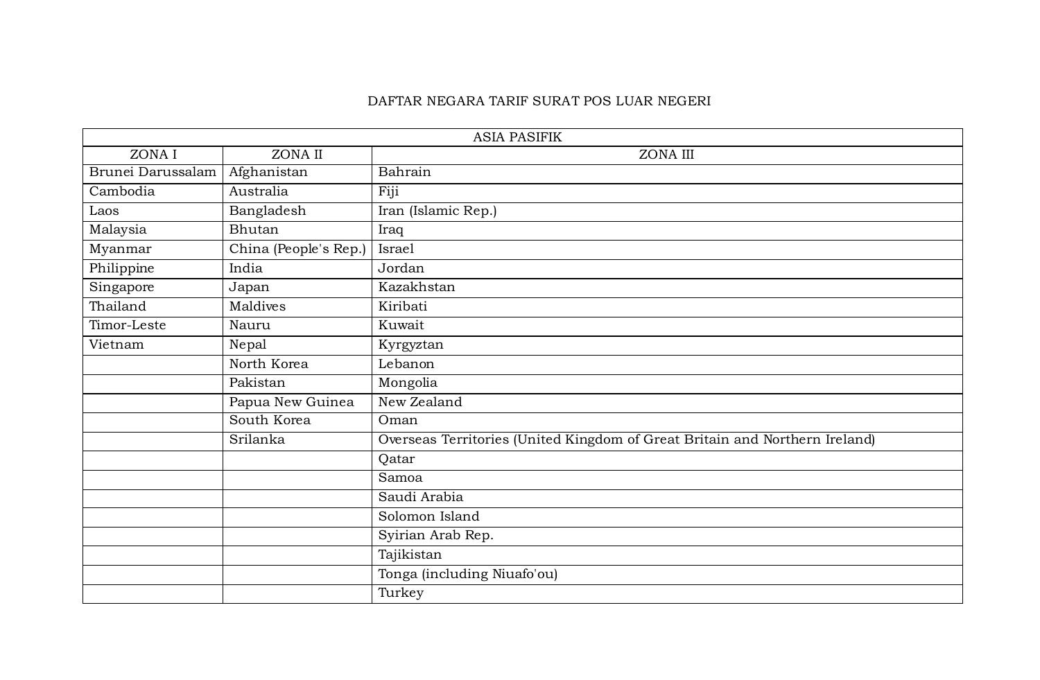# DAFTAR NEGARA TARIF SURAT POS LUAR NEGERI

| ASIA PASIFIK | | |
|---|---|---|
| ZONA I | ZONA II | ZONA III |
| Brunei Darussalam | Afghanistan | Bahrain |
| Cambodia | Australia | Fiji |
| Laos | Bangladesh | Iran (Islamic Rep.) |
| Malaysia | Bhutan | Iraq |
| Myanmar | China (People's Rep.) | Israel |
| Philippine | India | Jordan |
| Singapore | Japan | Kazakhstan |
| Thailand | Maldives | Kiribati |
| Timor-Leste | Nauru | Kuwait |
| Vietnam | Nepal | Kyrgyztan |
| | North Korea | Lebanon |
| | Pakistan | Mongolia |
| | Papua New Guinea | New Zealand |
| | South Korea | Oman |
| | Srilanka | Overseas Territories (United Kingdom of Great Britain and Northern Ireland) |
| | | Qatar |
| | | Samoa |
| | | Saudi Arabia |
| | | Solomon Island |
| | | Syirian Arab Rep. |
| | | Tajikistan |
| | | Tonga (including Niuafo'ou) |
| | | Turkey |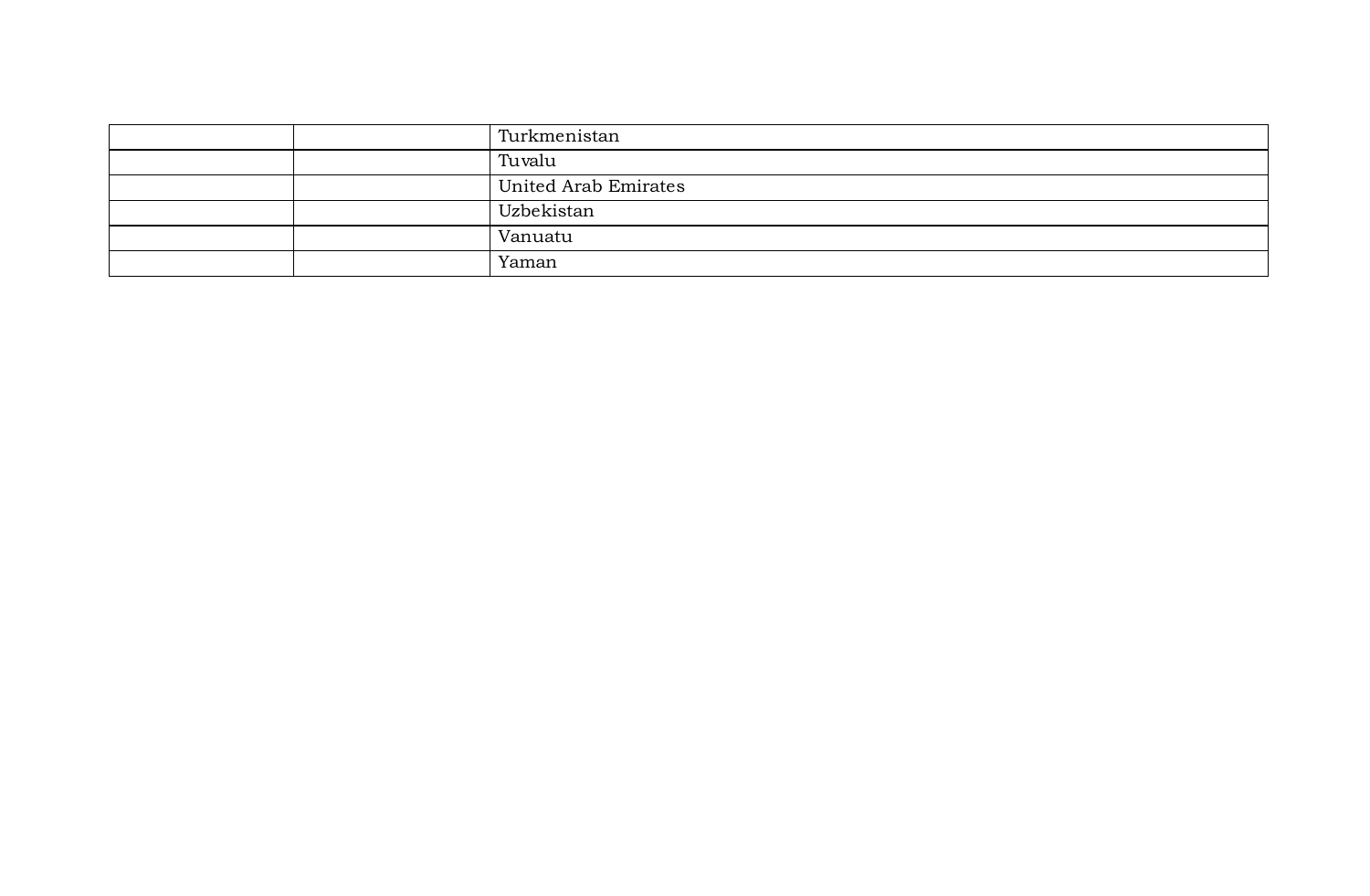| | | |
|---|---|---|
| | | Turkmenistan |
| | | Tuvalu |
| | | United Arab Emirates |
| | | Uzbekistan |
| | | Vanuatu |
| | | Yaman |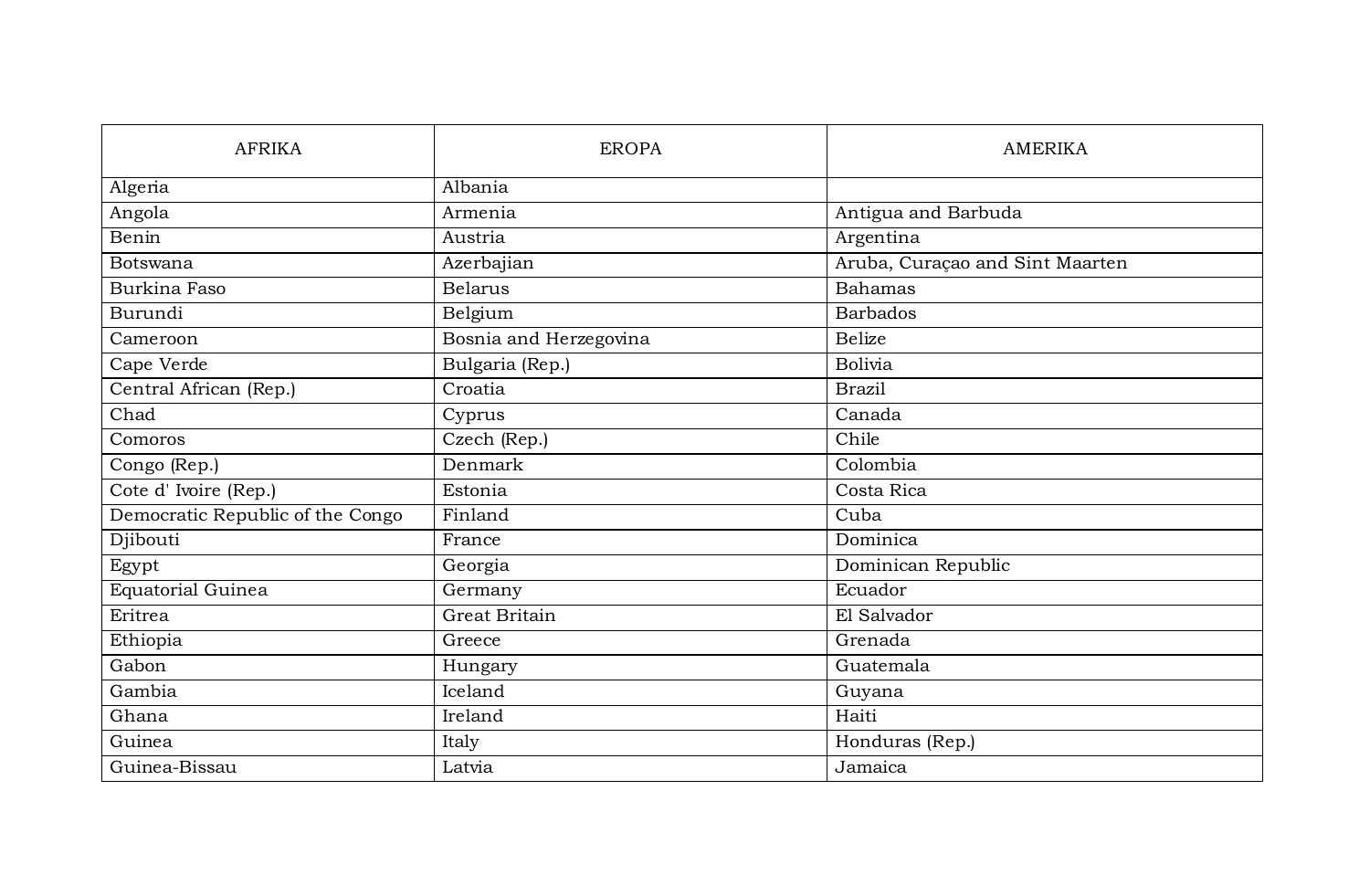| AFRIKA | EROPA | AMERIKA |
|---|---|---|
| Algeria | Albania | |
| Angola | Armenia | Antigua and Barbuda |
| Benin | Austria | Argentina |
| Botswana | Azerbajian | Aruba, Curaçao and Sint Maarten |
| Burkina Faso | Belarus | Bahamas |
| Burundi | Belgium | Barbados |
| Cameroon | Bosnia and Herzegovina | Belize |
| Cape Verde | Bulgaria (Rep.) | Bolivia |
| Central African (Rep.) | Croatia | Brazil |
| Chad | Cyprus | Canada |
| Comoros | Czech (Rep.) | Chile |
| Congo (Rep.) | Denmark | Colombia |
| Cote d' Ivoire (Rep.) | Estonia | Costa Rica |
| Democratic Republic of the Congo | Finland | Cuba |
| Djibouti | France | Dominica |
| Egypt | Georgia | Dominican Republic |
| Equatorial Guinea | Germany | Ecuador |
| Eritrea | Great Britain | El Salvador |
| Ethiopia | Greece | Grenada |
| Gabon | Hungary | Guatemala |
| Gambia | Iceland | Guyana |
| Ghana | Ireland | Haiti |
| Guinea | Italy | Honduras (Rep.) |
| Guinea-Bissau | Latvia | Jamaica |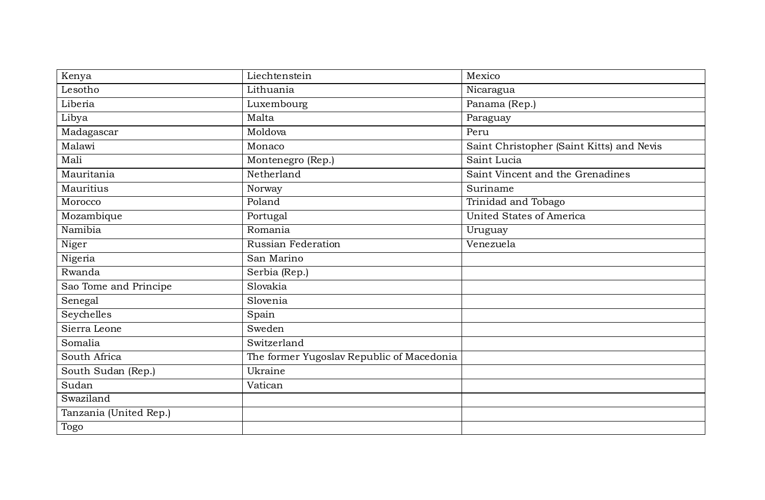| Kenya | Liechtenstein | Mexico |
|---|---|---|
| Lesotho | Lithuania | Nicaragua |
| Liberia | Luxembourg | Panama (Rep.) |
| Libya | Malta | Paraguay |
| Madagascar | Moldova | Peru |
| Malawi | Monaco | Saint Christopher (Saint Kitts) and Nevis |
| Mali | Montenegro (Rep.) | Saint Lucia |
| Mauritania | Netherland | Saint Vincent and the Grenadines |
| Mauritius | Norway | Suriname |
| Morocco | Poland | Trinidad and Tobago |
| Mozambique | Portugal | United States of America |
| Namibia | Romania | Uruguay |
| Niger | Russian Federation | Venezuela |
| Nigeria | San Marino | |
| Rwanda | Serbia (Rep.) | |
| Sao Tome and Principe | Slovakia | |
| Senegal | Slovenia | |
| Seychelles | Spain | |
| Sierra Leone | Sweden | |
| Somalia | Switzerland | |
| South Africa | The former Yugoslav Republic of Macedonia | |
| South Sudan (Rep.) | Ukraine | |
| Sudan | Vatican | |
| Swaziland | | |
| Tanzania (United Rep.) | | |
| Togo | | |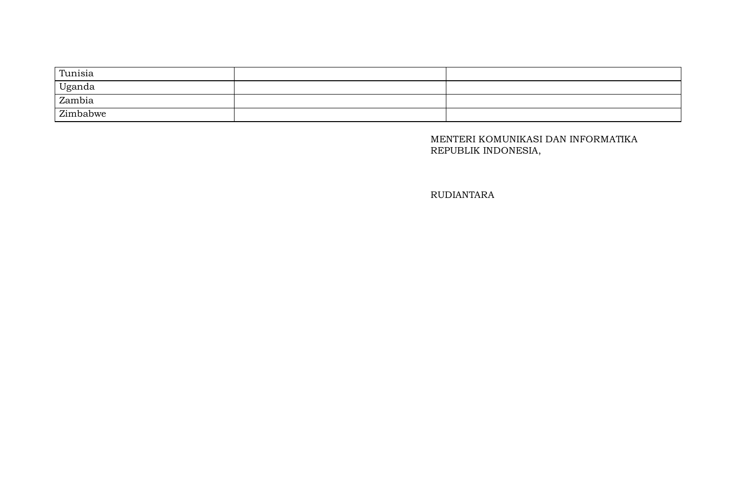| | | |
|---|---|---|
| Tunisia | | |
| Uganda | | |
| Zambia | | |
| Zimbabwe | | |

MENTERI KOMUNIKASI DAN INFORMATIKA
REPUBLIK INDONESIA,

RUDIANTARA